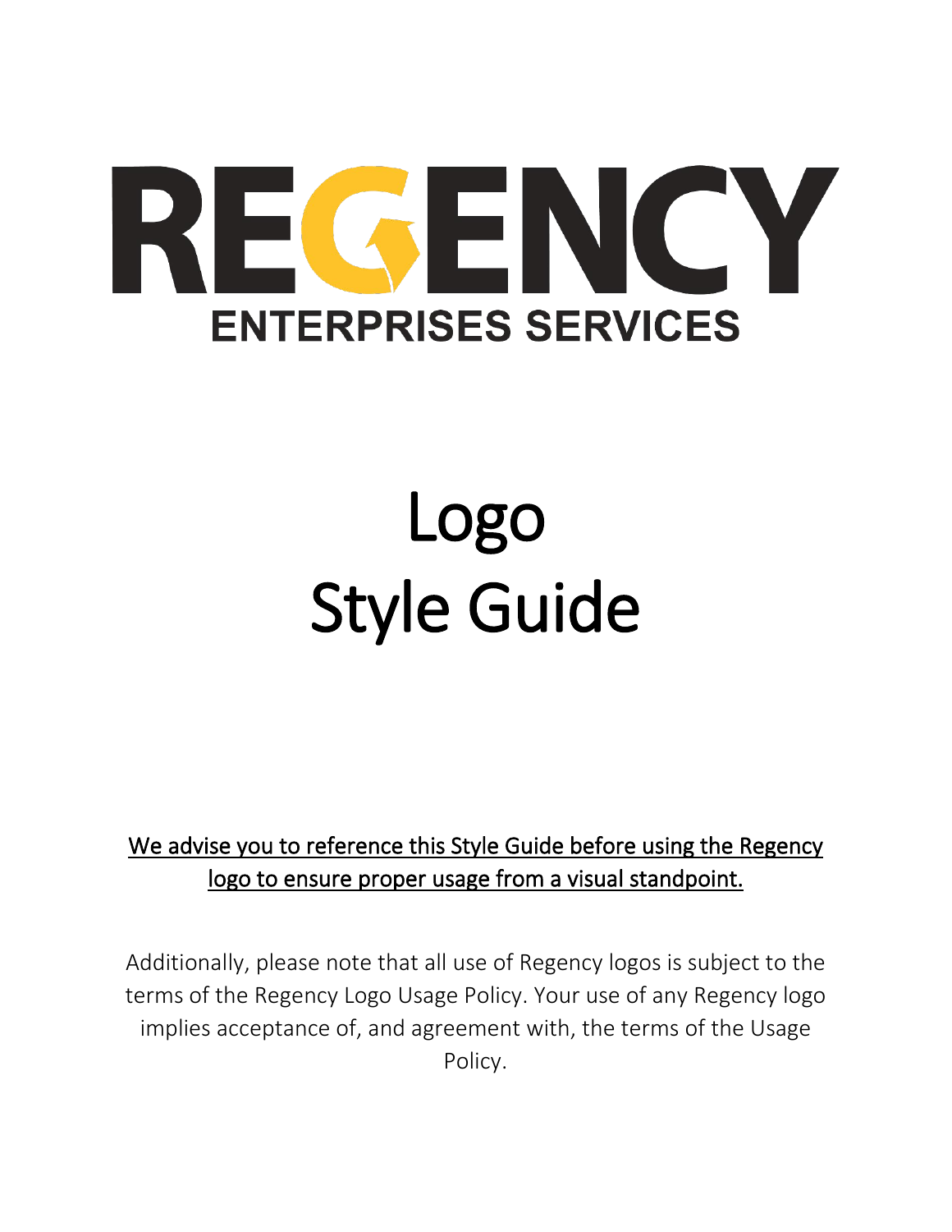# REGENCY

**ENTERPRISES SERVICES**

# Logo Style Guide

<u>We advise you to reference this Style Guide before using the Regency logo to ensure proper usage from a visual standpoint.</u>

Additionally, please note that all use of Regency logos is subject to the terms of the Regency Logo Usage Policy. Your use of any Regency logo implies acceptance of, and agreement with, the terms of the Usage Policy.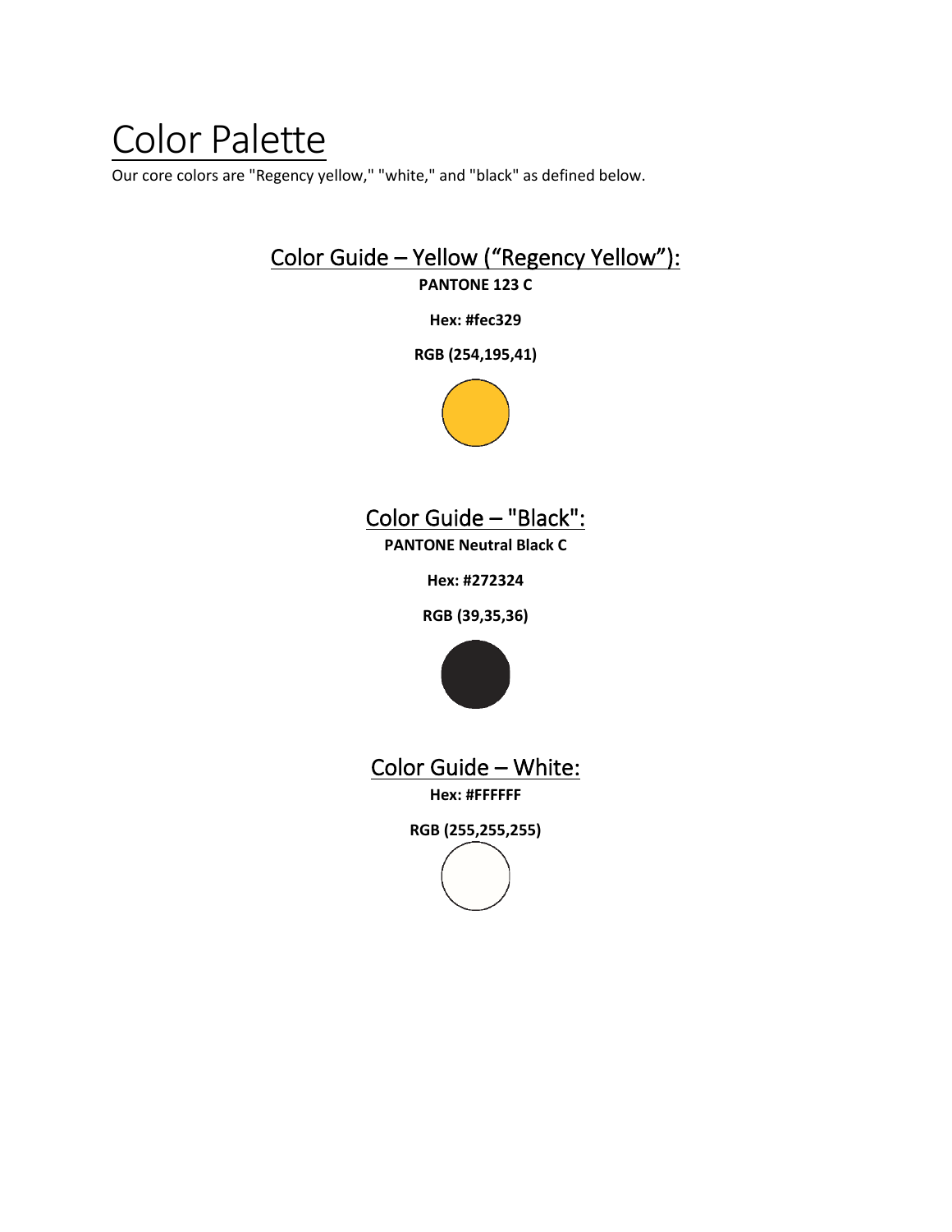# Color Palette

Our core colors are "Regency yellow," "white," and "black" as defined below.

## Color Guide – Yellow (“Regency Yellow”):

**PANTONE 123 C**

**Hex: #fec329**

**RGB (254,195,41)**

## Color Guide – "Black":

**PANTONE Neutral Black C**

**Hex: #272324**

**RGB (39,35,36)**

## Color Guide – White:

**Hex: #FFFFFF**

**RGB (255,255,255)**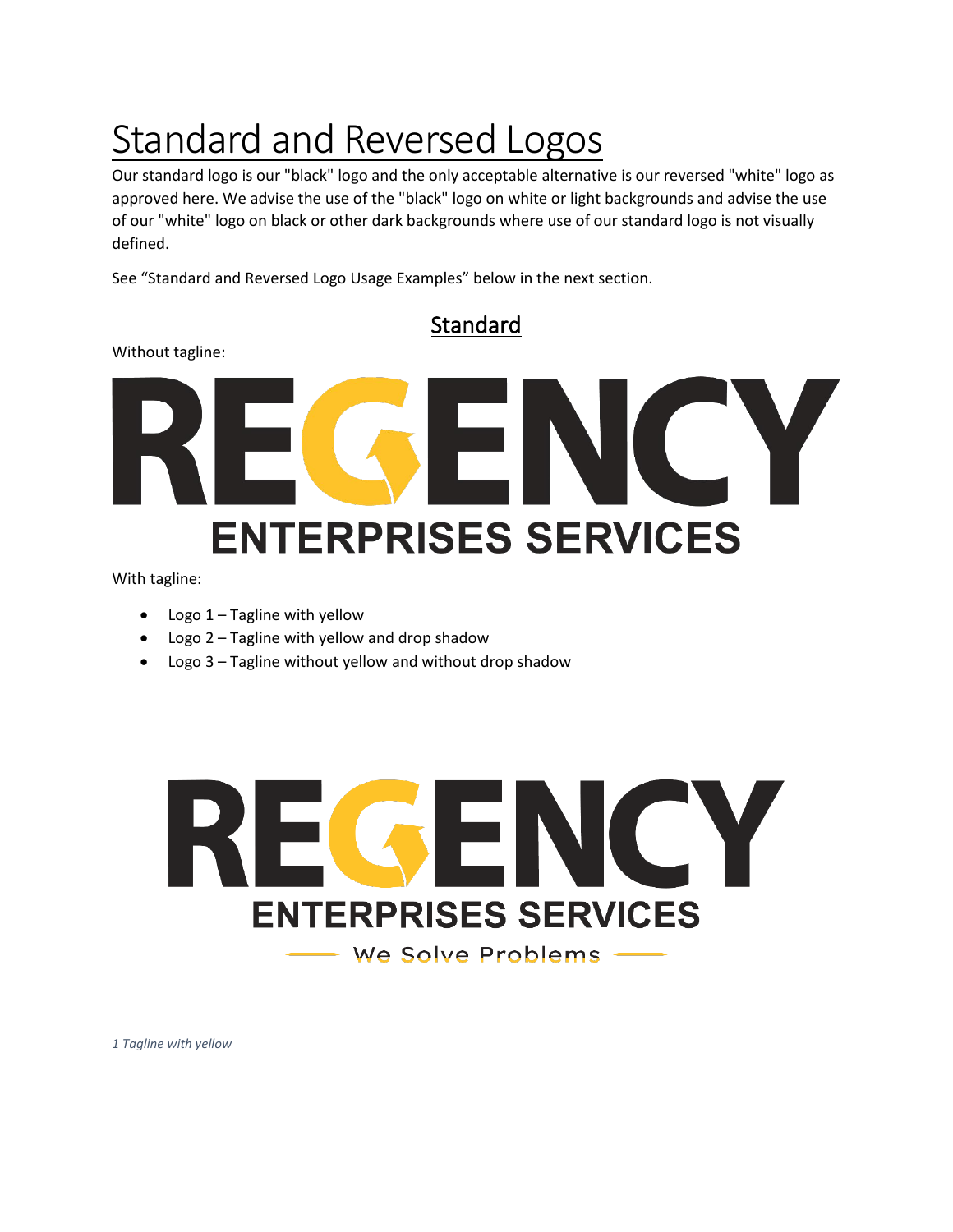# Standard and Reversed Logos

Our standard logo is our "black" logo and the only acceptable alternative is our reversed "white" logo as approved here. We advise the use of the "black" logo on white or light backgrounds and advise the use of our "white" logo on black or other dark backgrounds where use of our standard logo is not visually defined.

See “Standard and Reversed Logo Usage Examples” below in the next section.

## Standard

Without tagline:

With tagline:

- Logo 1 – Tagline with yellow
- Logo 2 – Tagline with yellow and drop shadow
- Logo 3 – Tagline without yellow and without drop shadow

*1 Tagline with yellow*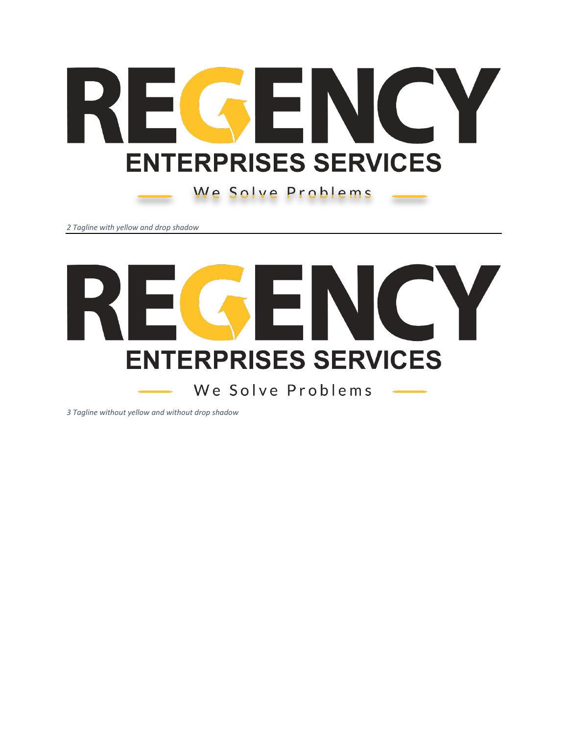REGENCY

ENTERPRISES SERVICES

We Solve Problems

*2 Tagline with yellow and drop shadow*

---

REGENCY

ENTERPRISES SERVICES

We Solve Problems

*3 Tagline without yellow and without drop shadow*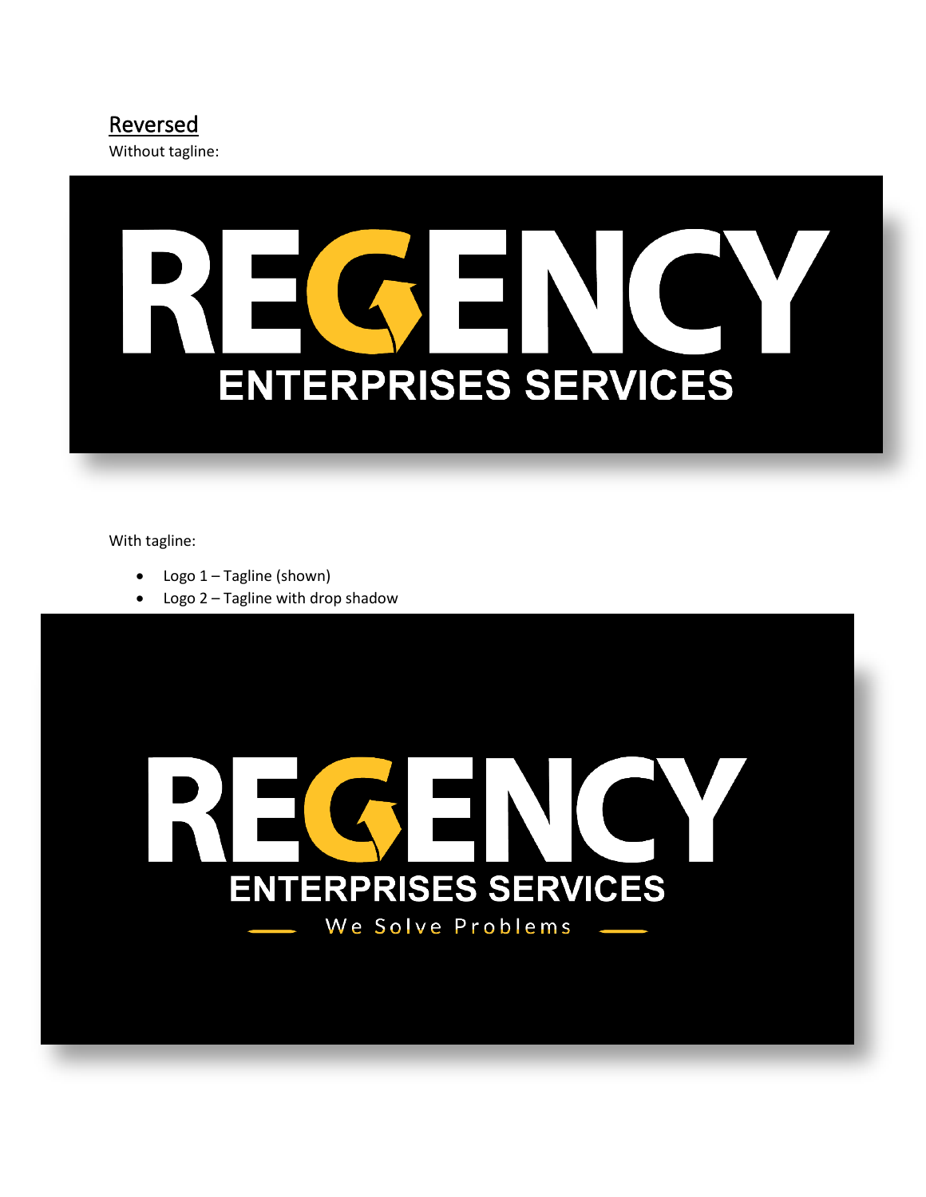## Reversed

Without tagline:

REGENCY

ENTERPRISES SERVICES

With tagline:

- Logo 1 – Tagline (shown)
- Logo 2 – Tagline with drop shadow

REGENCY

ENTERPRISES SERVICES

We Solve Problems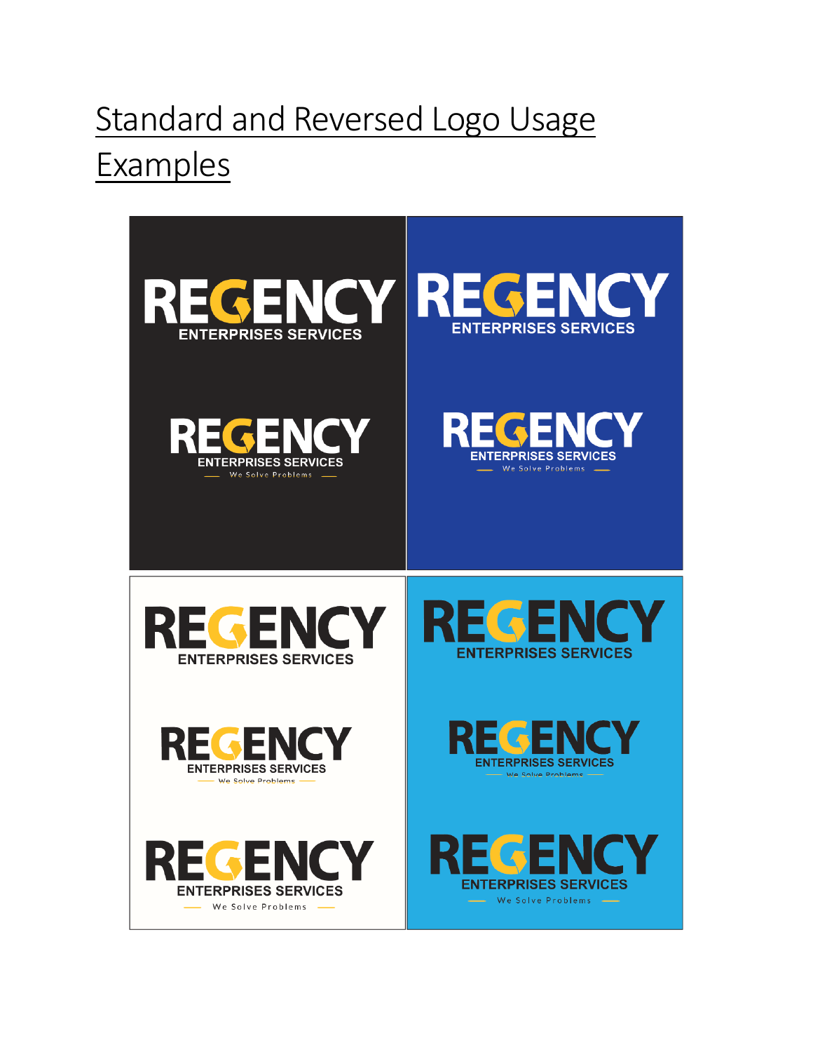# Standard and Reversed Logo Usage Examples